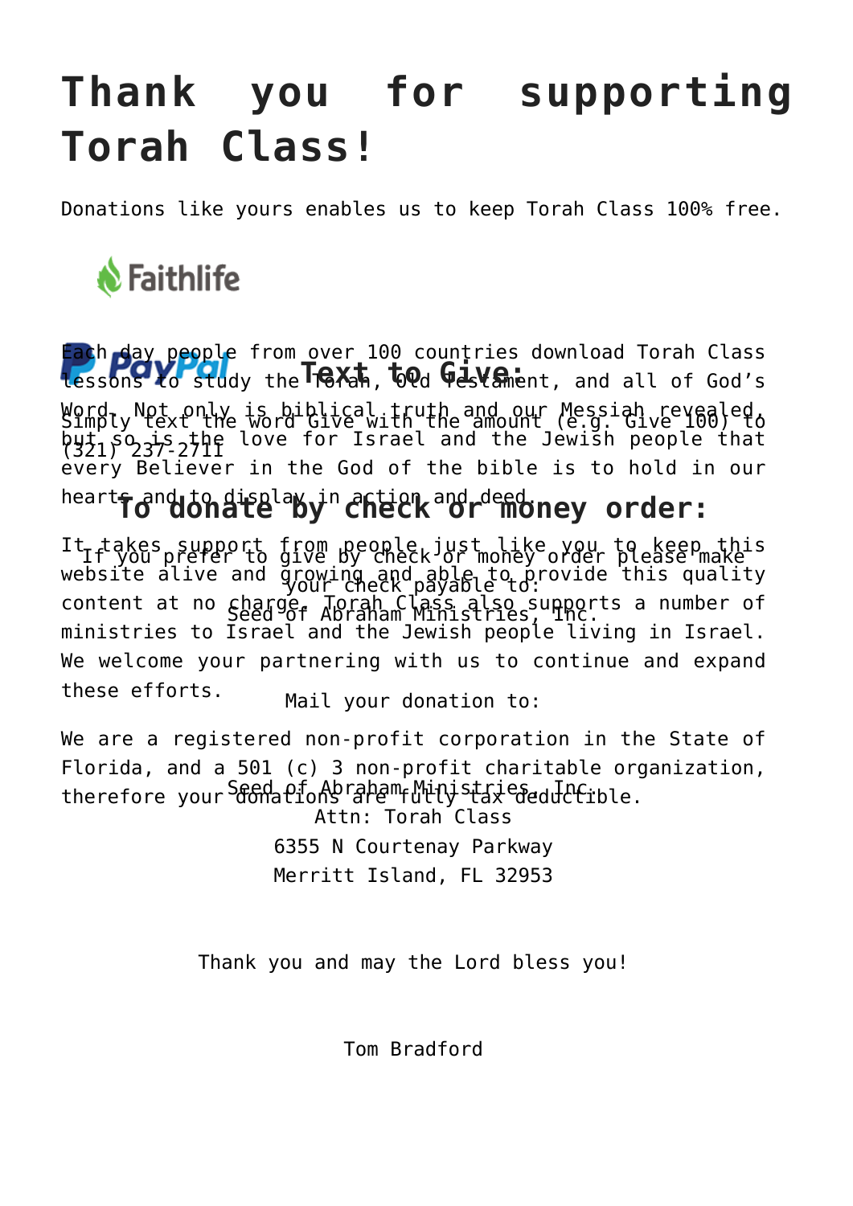# Thank you for supporting Torah Class!

Donations like yours enables us to keep Torah Class 100% free.

Faithlife

PayPal

Each day people from over 100 countries download Torah Class lessons to study the Torah, Old Testament, and all of God's Word. Not only is biblical truth and our Messiah revealed, but so is the love for Israel and the Jewish people that every Believer in the God of the bible is to hold in our hearts and to display in action and deed.

It takes support from people just like you to keep this website alive and growing and able to provide this quality content at no charge. Torah Class also supports a number of ministries to Israel and the Jewish people living in Israel. We welcome your partnering with us to continue and expand these efforts.

We are a registered non-profit corporation in the State of Florida, and a 501 (c) 3 non-profit charitable organization, therefore your donations are fully tax deductible.

## Text to Give:

Simply text the word Give with the amount (e.g. Give 100) to (321) 237-2711

## To donate by check or money order:

If you prefer to give by check or money order please make your check payable to:
Seed of Abraham Ministries, Inc.

Mail your donation to:

Seed of Abraham Ministries, Inc.
Attn: Torah Class
6355 N Courtenay Parkway
Merritt Island, FL 32953

Thank you and may the Lord bless you!

Tom Bradford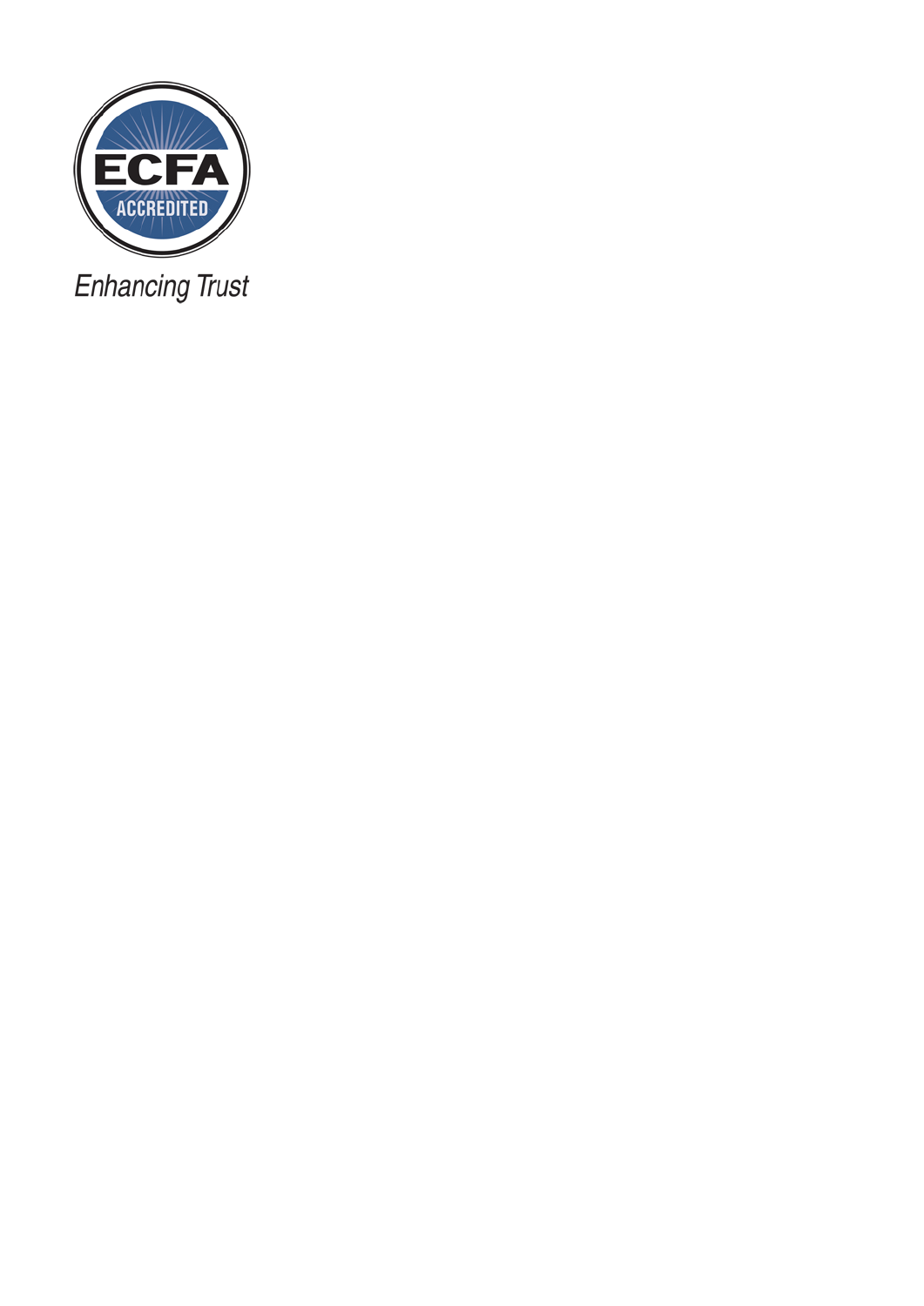ECFA

ACCREDITED

*Enhancing Trust*